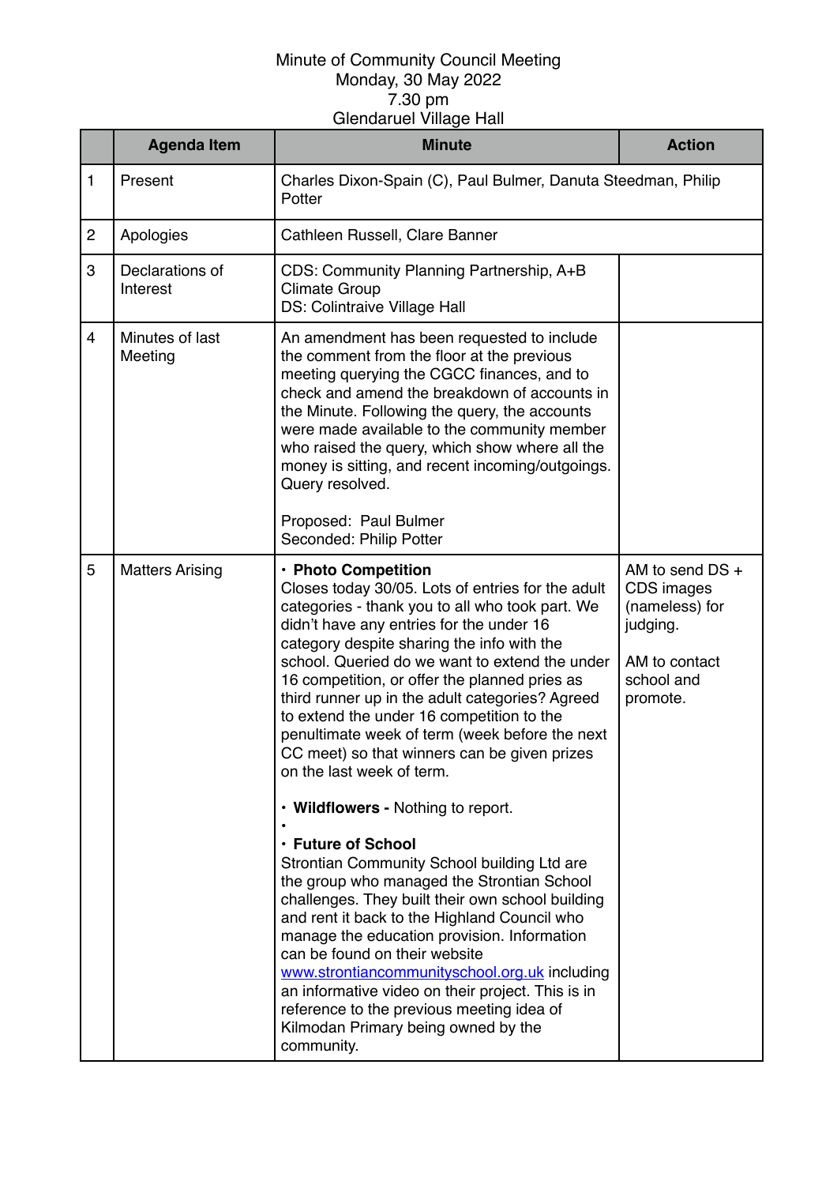Minute of Community Council Meeting
Monday, 30 May 2022
7.30 pm
Glendaruel Village Hall

| | Agenda Item | Minute | Action |
|---|---|---|---|
| 1 | Present | Charles Dixon-Spain (C), Paul Bulmer, Danuta Steedman, Philip Potter | |
| 2 | Apologies | Cathleen Russell, Clare Banner | |
| 3 | Declarations of Interest | CDS: Community Planning Partnership, A+B Climate Group<br>DS: Colintraive Village Hall | |
| 4 | Minutes of last Meeting | An amendment has been requested to include the comment from the floor at the previous meeting querying the CGCC finances, and to check and amend the breakdown of accounts in the Minute. Following the query, the accounts were made available to the community member who raised the query, which show where all the money is sitting, and recent incoming/outgoings. Query resolved.<br><br>Proposed: Paul Bulmer<br>Seconded: Philip Potter | |
| 5 | Matters Arising | • **Photo Competition**<br>Closes today 30/05. Lots of entries for the adult categories - thank you to all who took part. We didn't have any entries for the under 16 category despite sharing the info with the school. Queried do we want to extend the under 16 competition, or offer the planned pries as third runner up in the adult categories? Agreed to extend the under 16 competition to the penultimate week of term (week before the next CC meet) so that winners can be given prizes on the last week of term.<br><br>• **Wildflowers -** Nothing to report.<br>•<br>• **Future of School**<br>Strontian Community School building Ltd are the group who managed the Strontian School challenges. They built their own school building and rent it back to the Highland Council who manage the education provision. Information can be found on their website [www.strontiancommunityschool.org.uk](http://www.strontiancommunityschool.org.uk) including an informative video on their project. This is in reference to the previous meeting idea of Kilmodan Primary being owned by the community. | AM to send DS + CDS images (nameless) for judging.<br><br>AM to contact school and promote. |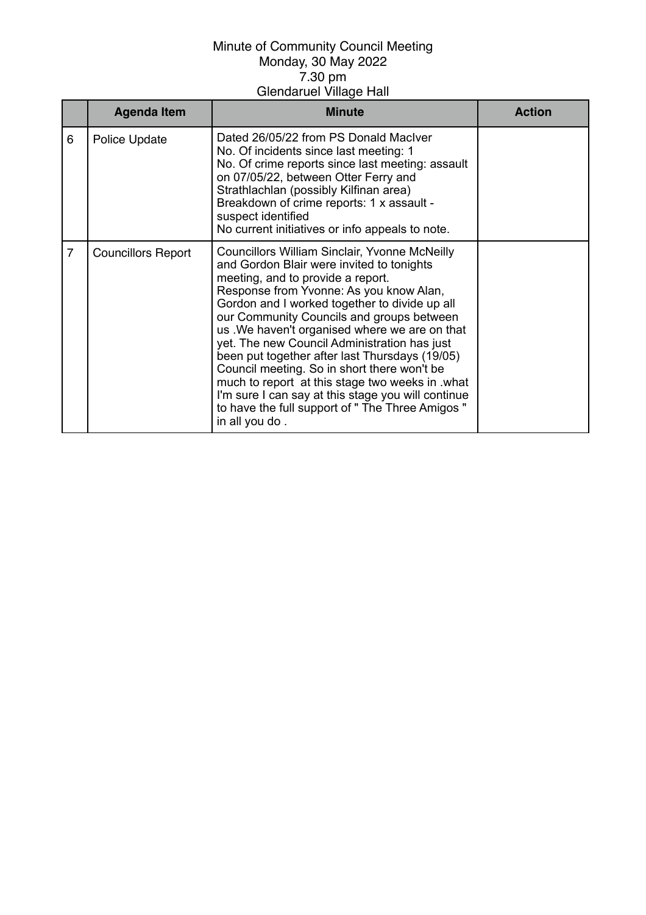Minute of Community Council Meeting
Monday, 30 May 2022
7.30 pm
Glendaruel Village Hall

| | Agenda Item | Minute | Action |
|---|---|---|---|
| 6 | Police Update | Dated 26/05/22 from PS Donald MacIver<br>No. Of incidents since last meeting: 1<br>No. Of crime reports since last meeting: assault on 07/05/22, between Otter Ferry and Strathlachlan (possibly Kilfinan area)<br>Breakdown of crime reports: 1 x assault - suspect identified<br>No current initiatives or info appeals to note. | |
| 7 | Councillors Report | Councillors William Sinclair, Yvonne McNeilly and Gordon Blair were invited to tonights meeting, and to provide a report.<br>Response from Yvonne: As you know Alan, Gordon and I worked together to divide up all our Community Councils and groups between us .We haven't organised where we are on that yet. The new Council Administration has just been put together after last Thursdays (19/05) Council meeting. So in short there won't be much to report at this stage two weeks in .what I'm sure I can say at this stage you will continue to have the full support of " The Three Amigos " in all you do . | |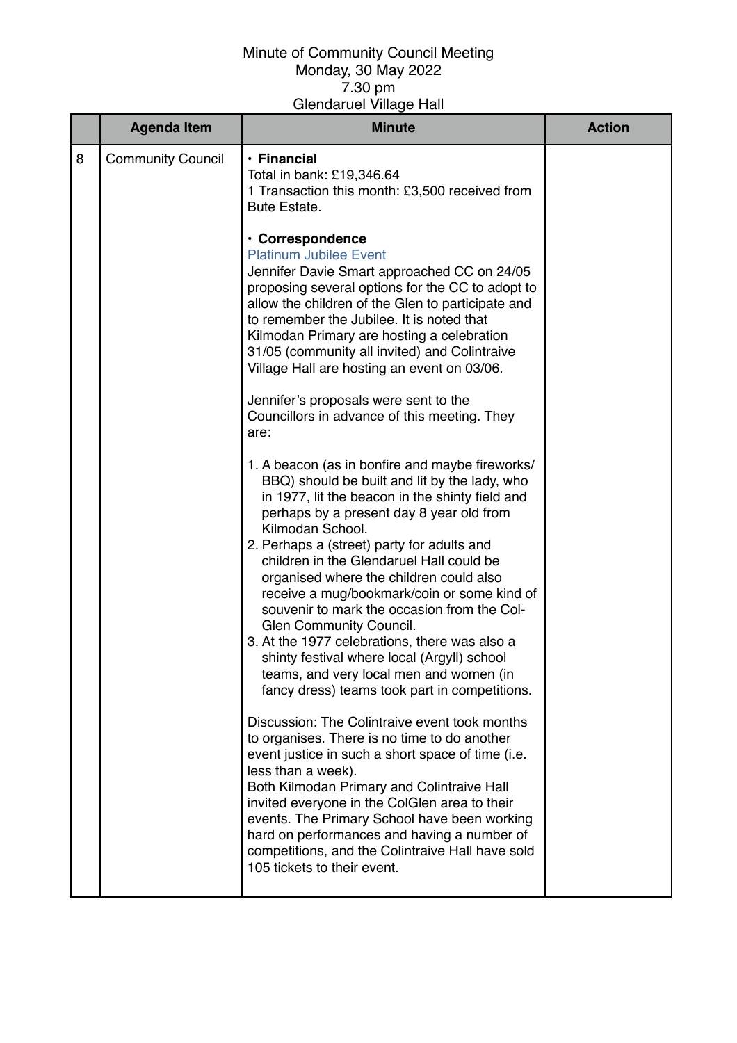Minute of Community Council Meeting
Monday, 30 May 2022
7.30 pm
Glendaruel Village Hall

| | Agenda Item | Minute | Action |
|---|---|---|---|
| 8 | Community Council | • **Financial**<br>Total in bank: £19,346.64<br>1 Transaction this month: £3,500 received from Bute Estate.<br><br>• **Correspondence**<br>Platinum Jubilee Event<br>Jennifer Davie Smart approached CC on 24/05 proposing several options for the CC to adopt to allow the children of the Glen to participate and to remember the Jubilee. It is noted that Kilmodan Primary are hosting a celebration 31/05 (community all invited) and Colintraive Village Hall are hosting an event on 03/06.<br><br>Jennifer's proposals were sent to the Councillors in advance of this meeting. They are:<br><br>1. A beacon (as in bonfire and maybe fireworks/ BBQ) should be built and lit by the lady, who in 1977, lit the beacon in the shinty field and perhaps by a present day 8 year old from Kilmodan School.<br>2. Perhaps a (street) party for adults and children in the Glendaruel Hall could be organised where the children could also receive a mug/bookmark/coin or some kind of souvenir to mark the occasion from the Col-Glen Community Council.<br>3. At the 1977 celebrations, there was also a shinty festival where local (Argyll) school teams, and very local men and women (in fancy dress) teams took part in competitions.<br><br>Discussion: The Colintraive event took months to organises. There is no time to do another event justice in such a short space of time (i.e. less than a week).<br>Both Kilmodan Primary and Colintraive Hall invited everyone in the ColGlen area to their events. The Primary School have been working hard on performances and having a number of competitions, and the Colintraive Hall have sold 105 tickets to their event. | |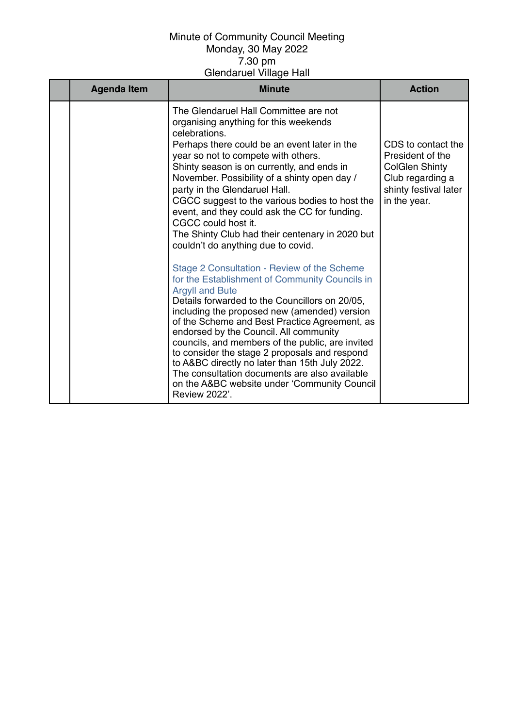Minute of Community Council Meeting
Monday, 30 May 2022
7.30 pm
Glendaruel Village Hall

| | Agenda Item | Minute | Action |
|---|---|---|---|
| | | The Glendaruel Hall Committee are not organising anything for this weekends celebrations.<br>Perhaps there could be an event later in the year so not to compete with others.<br>Shinty season is on currently, and ends in November. Possibility of a shinty open day / party in the Glendaruel Hall.<br>CGCC suggest to the various bodies to host the event, and they could ask the CC for funding. CGCC could host it.<br>The Shinty Club had their centenary in 2020 but couldn't do anything due to covid.<br><br>Stage 2 Consultation - Review of the Scheme for the Establishment of Community Councils in Argyll and Bute<br>Details forwarded to the Councillors on 20/05, including the proposed new (amended) version of the Scheme and Best Practice Agreement, as endorsed by the Council. All community councils, and members of the public, are invited to consider the stage 2 proposals and respond to A&BC directly no later than 15th July 2022. The consultation documents are also available on the A&BC website under 'Community Council Review 2022'. | CDS to contact the President of the ColGlen Shinty Club regarding a shinty festival later in the year. |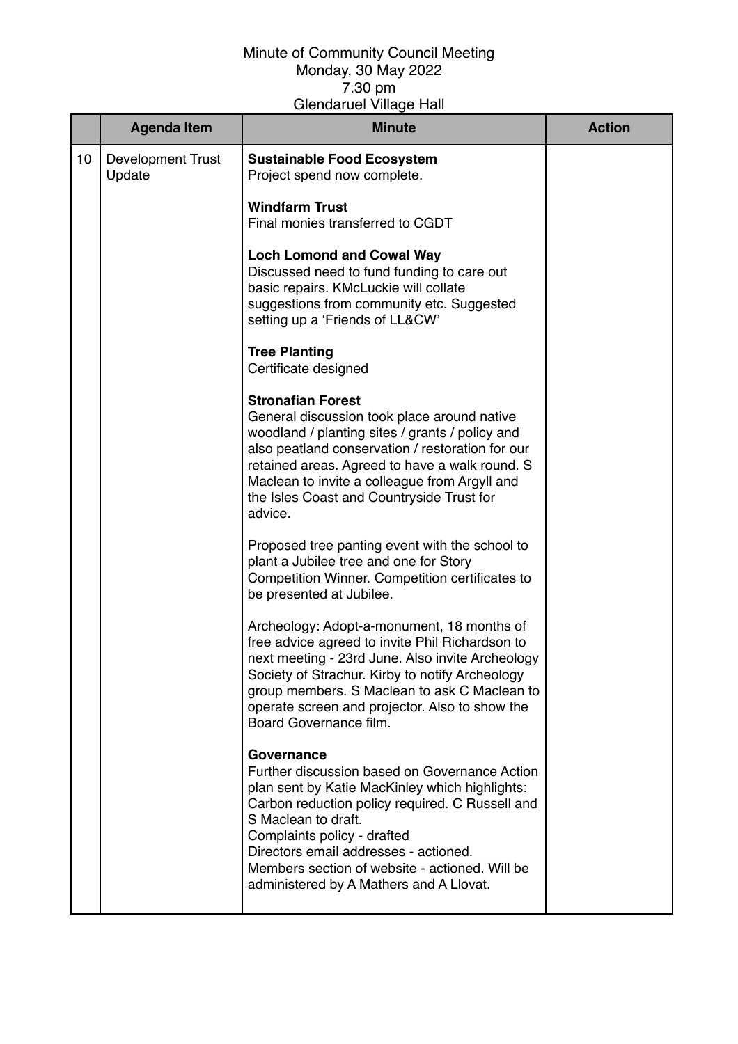Minute of Community Council Meeting
Monday, 30 May 2022
7.30 pm
Glendaruel Village Hall

| | Agenda Item | Minute | Action |
|---|---|---|---|
| 10 | Development Trust Update | **Sustainable Food Ecosystem**<br>Project spend now complete.<br><br>**Windfarm Trust**<br>Final monies transferred to CGDT<br><br>**Loch Lomond and Cowal Way**<br>Discussed need to fund funding to care out basic repairs. KMcLuckie will collate suggestions from community etc. Suggested setting up a 'Friends of LL&CW'<br><br>**Tree Planting**<br>Certificate designed<br><br>**Stronafian Forest**<br>General discussion took place around native woodland / planting sites / grants / policy and also peatland conservation / restoration for our retained areas. Agreed to have a walk round. S Maclean to invite a colleague from Argyll and the Isles Coast and Countryside Trust for advice.<br><br>Proposed tree panting event with the school to plant a Jubilee tree and one for Story Competition Winner. Competition certificates to be presented at Jubilee.<br><br>Archeology: Adopt-a-monument, 18 months of free advice agreed to invite Phil Richardson to next meeting - 23rd June. Also invite Archeology Society of Strachur. Kirby to notify Archeology group members. S Maclean to ask C Maclean to operate screen and projector. Also to show the Board Governance film.<br><br>**Governance**<br>Further discussion based on Governance Action plan sent by Katie MacKinley which highlights:<br>Carbon reduction policy required. C Russell and S Maclean to draft.<br>Complaints policy - drafted<br>Directors email addresses - actioned.<br>Members section of website - actioned. Will be administered by A Mathers and A Llovat. | |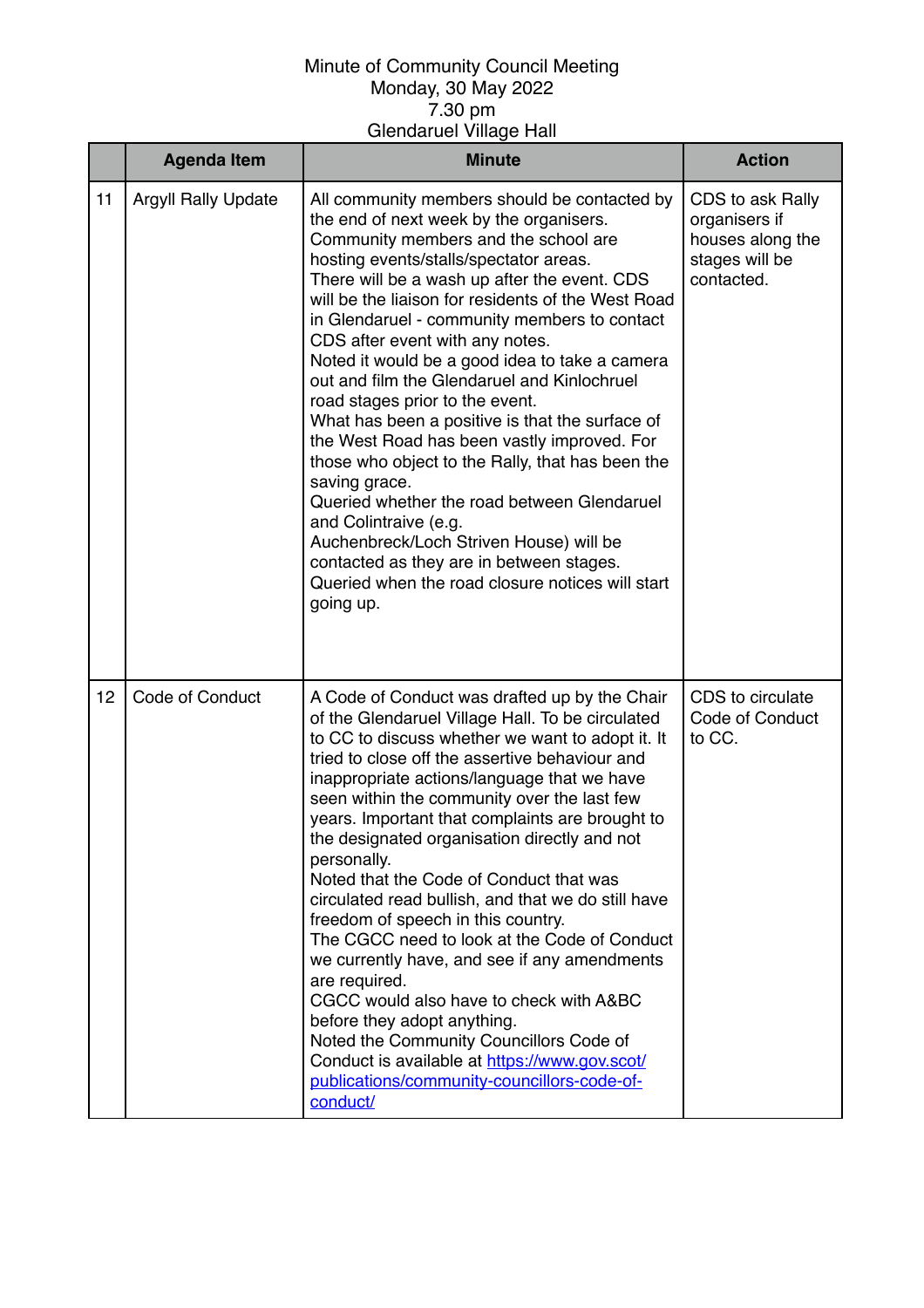Minute of Community Council Meeting
Monday, 30 May 2022
7.30 pm
Glendaruel Village Hall

| | Agenda Item | Minute | Action |
|---|---|---|---|
| 11 | Argyll Rally Update | All community members should be contacted by the end of next week by the organisers. Community members and the school are hosting events/stalls/spectator areas. There will be a wash up after the event. CDS will be the liaison for residents of the West Road in Glendaruel - community members to contact CDS after event with any notes. Noted it would be a good idea to take a camera out and film the Glendaruel and Kinlochruel road stages prior to the event. What has been a positive is that the surface of the West Road has been vastly improved. For those who object to the Rally, that has been the saving grace. Queried whether the road between Glendaruel and Colintraive (e.g. Auchenbreck/Loch Striven House) will be contacted as they are in between stages. Queried when the road closure notices will start going up. | CDS to ask Rally organisers if houses along the stages will be contacted. |
| 12 | Code of Conduct | A Code of Conduct was drafted up by the Chair of the Glendaruel Village Hall. To be circulated to CC to discuss whether we want to adopt it. It tried to close off the assertive behaviour and inappropriate actions/language that we have seen within the community over the last few years. Important that complaints are brought to the designated organisation directly and not personally. Noted that the Code of Conduct that was circulated read bullish, and that we do still have freedom of speech in this country. The CGCC need to look at the Code of Conduct we currently have, and see if any amendments are required. CGCC would also have to check with A&BC before they adopt anything. Noted the Community Councillors Code of Conduct is available at [https://www.gov.scot/publications/community-councillors-code-of-conduct/](https://www.gov.scot/publications/community-councillors-code-of-conduct/) | CDS to circulate Code of Conduct to CC. |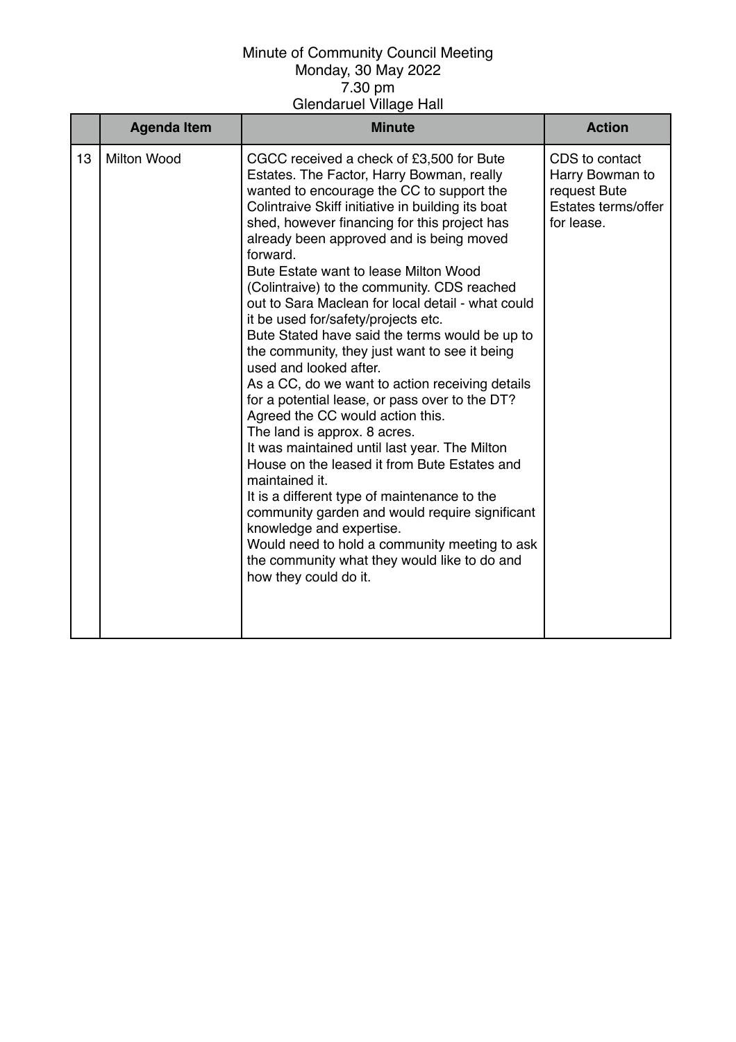Minute of Community Council Meeting
Monday, 30 May 2022
7.30 pm
Glendaruel Village Hall

| | Agenda Item | Minute | Action |
|---|---|---|---|
| 13 | Milton Wood | CGCC received a check of £3,500 for Bute Estates. The Factor, Harry Bowman, really wanted to encourage the CC to support the Colintraive Skiff initiative in building its boat shed, however financing for this project has already been approved and is being moved forward.<br>Bute Estate want to lease Milton Wood (Colintraive) to the community. CDS reached out to Sara Maclean for local detail - what could it be used for/safety/projects etc.<br>Bute Stated have said the terms would be up to the community, they just want to see it being used and looked after.<br>As a CC, do we want to action receiving details for a potential lease, or pass over to the DT? Agreed the CC would action this.<br>The land is approx. 8 acres.<br>It was maintained until last year. The Milton House on the leased it from Bute Estates and maintained it.<br>It is a different type of maintenance to the community garden and would require significant knowledge and expertise.<br>Would need to hold a community meeting to ask the community what they would like to do and how they could do it. | CDS to contact Harry Bowman to request Bute Estates terms/offer for lease. |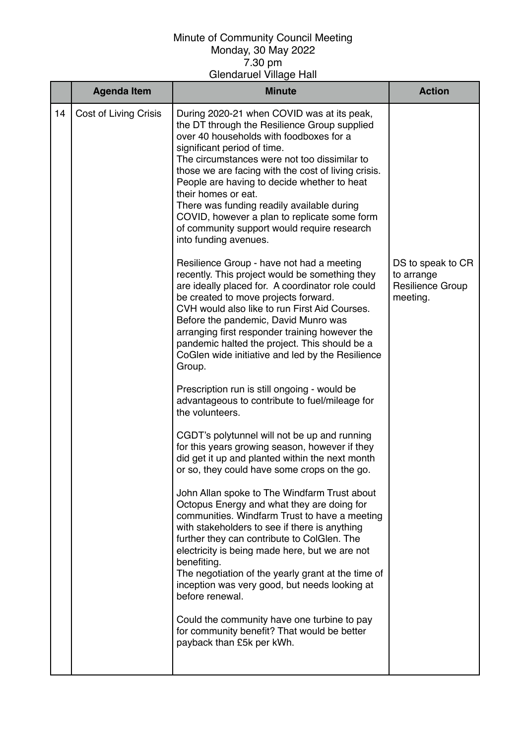Minute of Community Council Meeting
Monday, 30 May 2022
7.30 pm
Glendaruel Village Hall

| | Agenda Item | Minute | Action |
|---|---|---|---|
| 14 | Cost of Living Crisis | During 2020-21 when COVID was at its peak, the DT through the Resilience Group supplied over 40 households with foodboxes for a significant period of time.<br>The circumstances were not too dissimilar to those we are facing with the cost of living crisis. People are having to decide whether to heat their homes or eat.<br>There was funding readily available during COVID, however a plan to replicate some form of community support would require research into funding avenues. | |
| | | Resilience Group - have not had a meeting recently. This project would be something they are ideally placed for. A coordinator role could be created to move projects forward.<br>CVH would also like to run First Aid Courses. Before the pandemic, David Munro was arranging first responder training however the pandemic halted the project. This should be a CoGlen wide initiative and led by the Resilience Group. | DS to speak to CR to arrange Resilience Group meeting. |
| | | Prescription run is still ongoing - would be advantageous to contribute to fuel/mileage for the volunteers. | |
| | | CGDT's polytunnel will not be up and running for this years growing season, however if they did get it up and planted within the next month or so, they could have some crops on the go. | |
| | | John Allan spoke to The Windfarm Trust about Octopus Energy and what they are doing for communities. Windfarm Trust to have a meeting with stakeholders to see if there is anything further they can contribute to ColGlen. The electricity is being made here, but we are not benefiting.<br>The negotiation of the yearly grant at the time of inception was very good, but needs looking at before renewal. | |
| | | Could the community have one turbine to pay for community benefit? That would be better payback than £5k per kWh. | |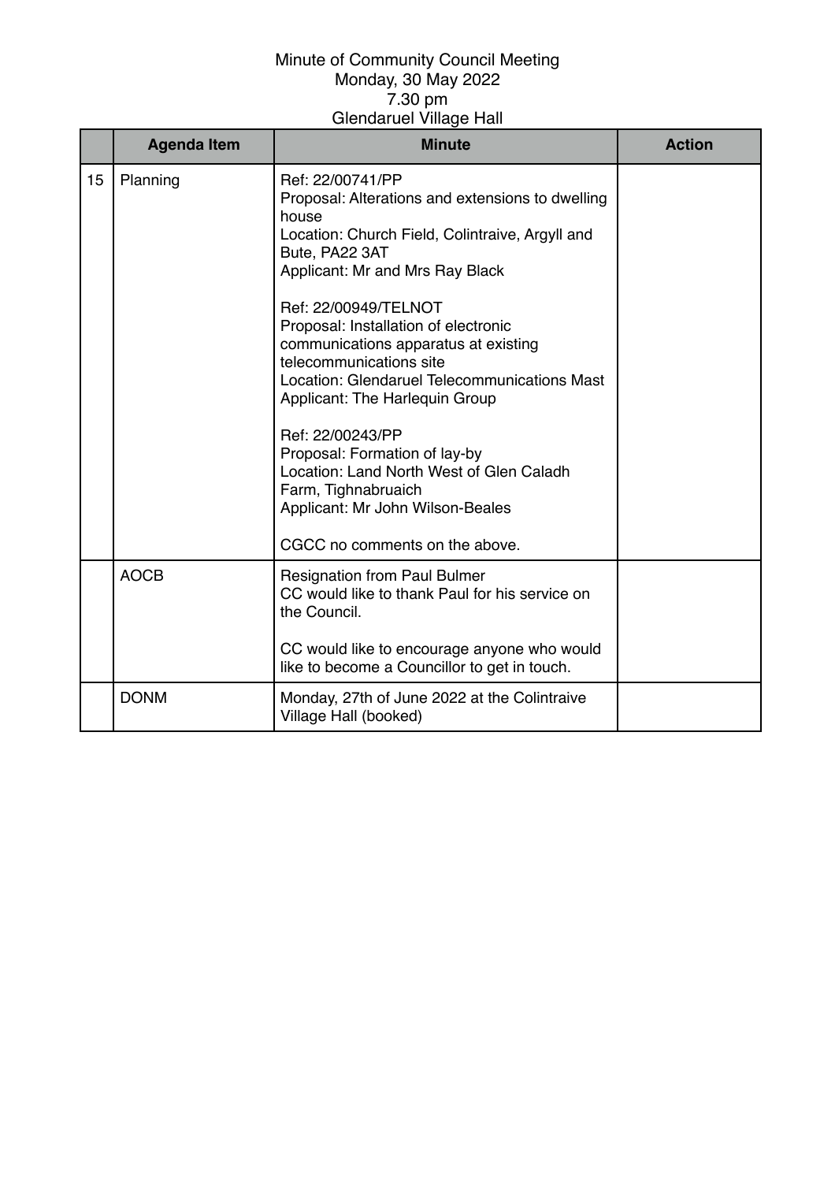Minute of Community Council Meeting
Monday, 30 May 2022
7.30 pm
Glendaruel Village Hall

| | Agenda Item | Minute | Action |
|---|---|---|---|
| 15 | Planning | Ref: 22/00741/PP<br>Proposal: Alterations and extensions to dwelling house<br>Location: Church Field, Colintraive, Argyll and Bute, PA22 3AT<br>Applicant: Mr and Mrs Ray Black<br><br>Ref: 22/00949/TELNOT<br>Proposal: Installation of electronic communications apparatus at existing telecommunications site<br>Location: Glendaruel Telecommunications Mast<br>Applicant: The Harlequin Group<br><br>Ref: 22/00243/PP<br>Proposal: Formation of lay-by<br>Location: Land North West of Glen Caladh Farm, Tighnabruaich<br>Applicant: Mr John Wilson-Beales<br><br>CGCC no comments on the above. | |
| | AOCB | Resignation from Paul Bulmer<br>CC would like to thank Paul for his service on the Council.<br><br>CC would like to encourage anyone who would like to become a Councillor to get in touch. | |
| | DONM | Monday, 27th of June 2022 at the Colintraive Village Hall (booked) | |